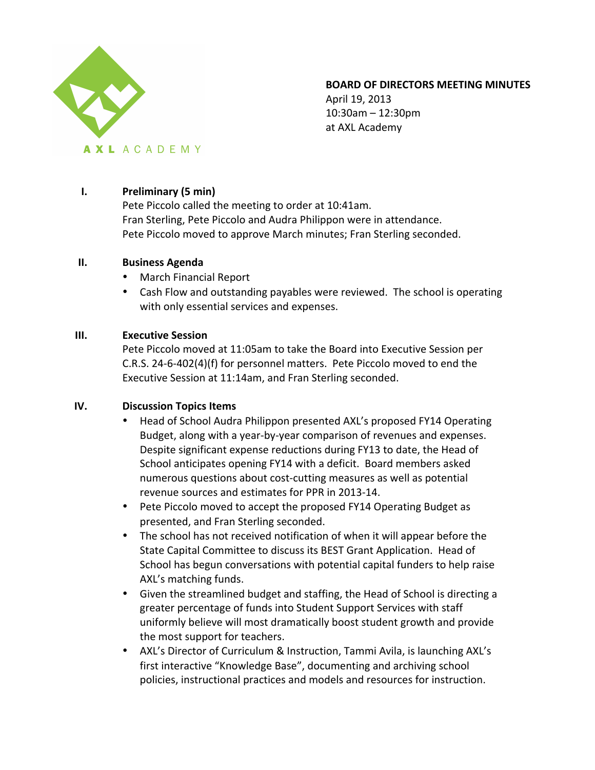AXL ACADEMY

**BOARD OF DIRECTORS MEETING MINUTES**
April 19, 2013
10:30am – 12:30pm
at AXL Academy

## I. Preliminary (5 min)

Pete Piccolo called the meeting to order at 10:41am.
Fran Sterling, Pete Piccolo and Audra Philippon were in attendance.
Pete Piccolo moved to approve March minutes; Fran Sterling seconded.

## II. Business Agenda

- March Financial Report
- Cash Flow and outstanding payables were reviewed. The school is operating with only essential services and expenses.

## III. Executive Session

Pete Piccolo moved at 11:05am to take the Board into Executive Session per C.R.S. 24-6-402(4)(f) for personnel matters. Pete Piccolo moved to end the Executive Session at 11:14am, and Fran Sterling seconded.

## IV. Discussion Topics Items

- Head of School Audra Philippon presented AXL's proposed FY14 Operating Budget, along with a year-by-year comparison of revenues and expenses. Despite significant expense reductions during FY13 to date, the Head of School anticipates opening FY14 with a deficit. Board members asked numerous questions about cost-cutting measures as well as potential revenue sources and estimates for PPR in 2013-14.
- Pete Piccolo moved to accept the proposed FY14 Operating Budget as presented, and Fran Sterling seconded.
- The school has not received notification of when it will appear before the State Capital Committee to discuss its BEST Grant Application. Head of School has begun conversations with potential capital funders to help raise AXL's matching funds.
- Given the streamlined budget and staffing, the Head of School is directing a greater percentage of funds into Student Support Services with staff uniformly believe will most dramatically boost student growth and provide the most support for teachers.
- AXL's Director of Curriculum & Instruction, Tammi Avila, is launching AXL's first interactive "Knowledge Base", documenting and archiving school policies, instructional practices and models and resources for instruction.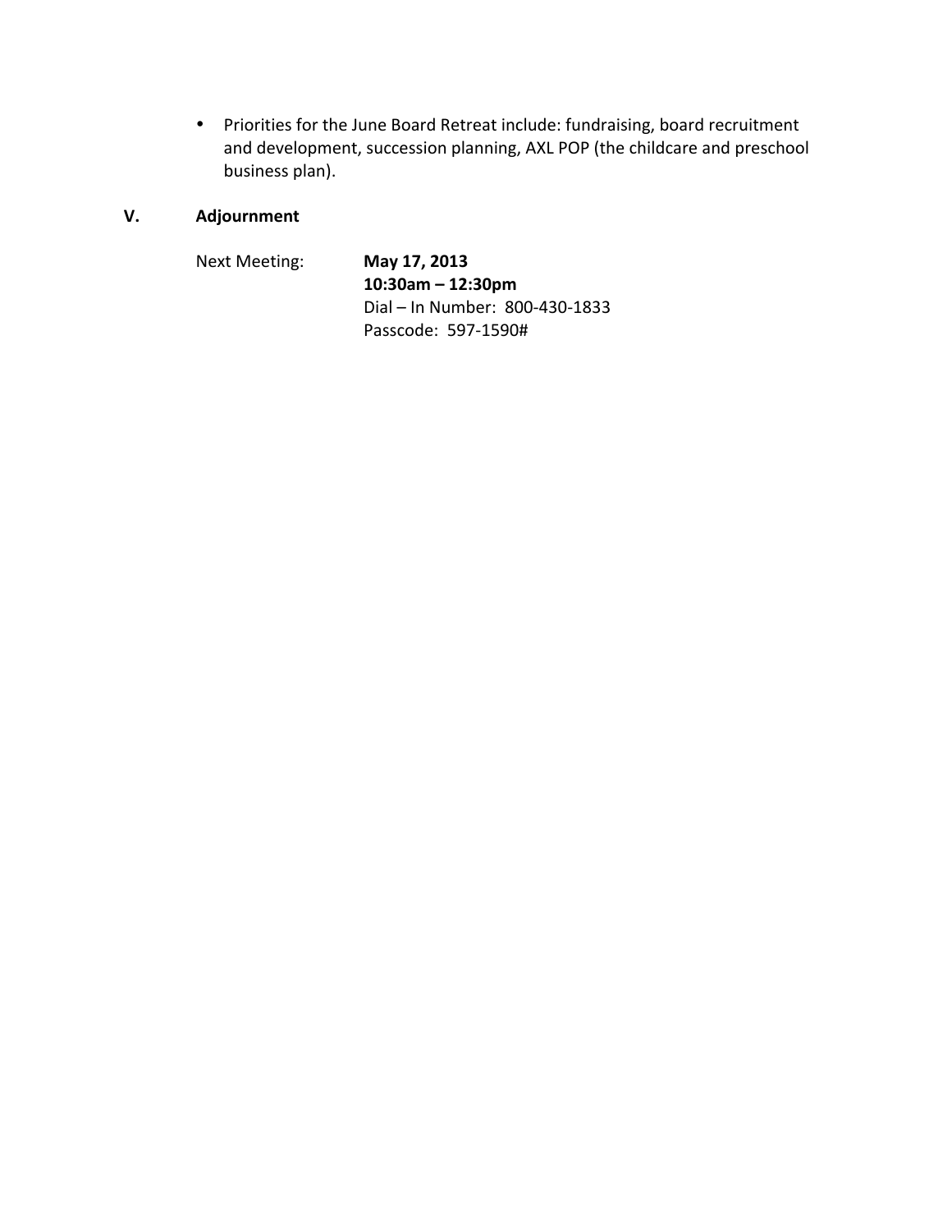- Priorities for the June Board Retreat include: fundraising, board recruitment and development, succession planning, AXL POP (the childcare and preschool business plan).

## V. Adjournment

Next Meeting: **May 17, 2013**
**10:30am – 12:30pm**
Dial – In Number: 800-430-1833
Passcode: 597-1590#